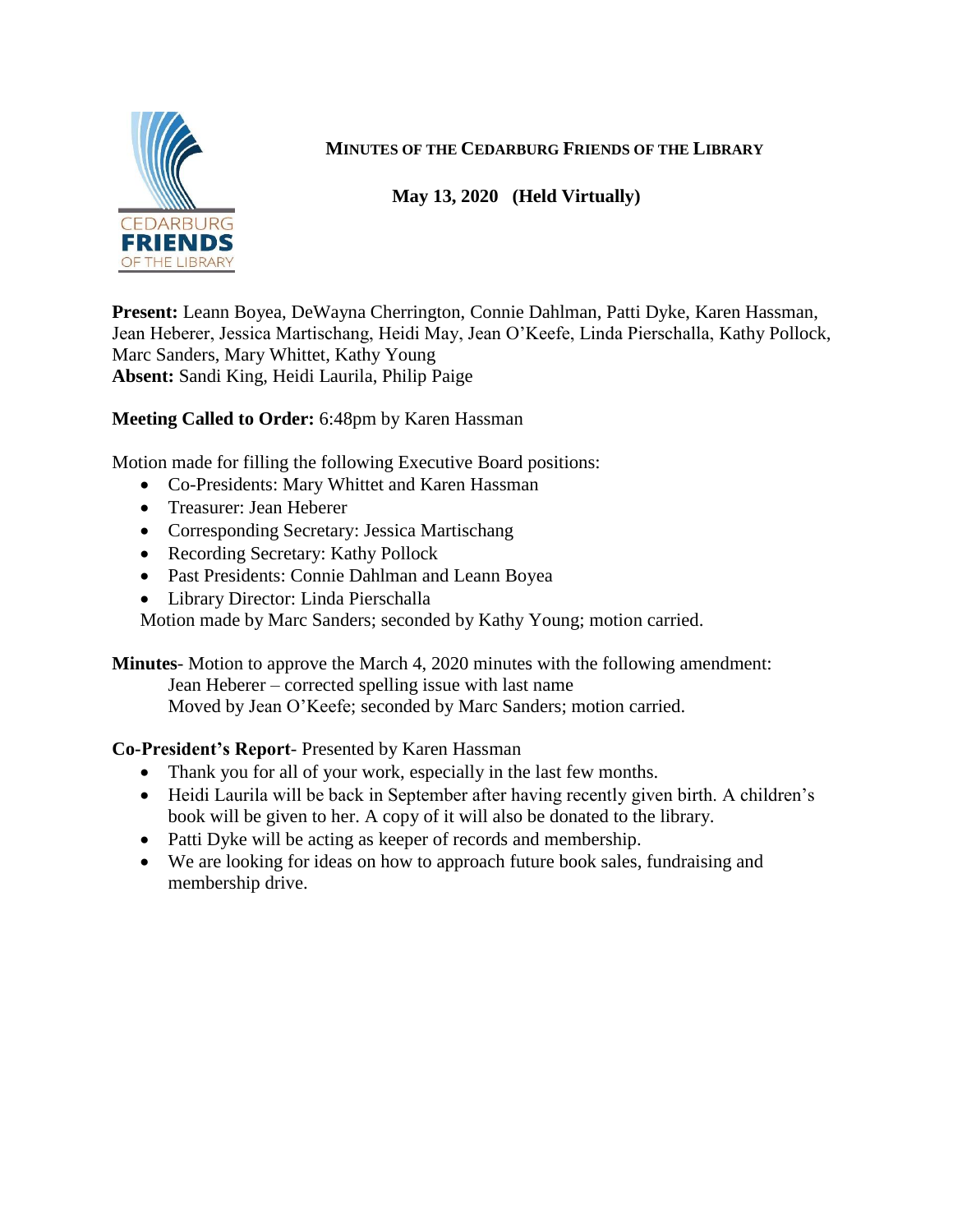# MINUTES OF THE CEDARBURG FRIENDS OF THE LIBRARY

**May 13, 2020 (Held Virtually)**

**Present:** Leann Boyea, DeWayna Cherrington, Connie Dahlman, Patti Dyke, Karen Hassman, Jean Heberer, Jessica Martischang, Heidi May, Jean O'Keefe, Linda Pierschalla, Kathy Pollock, Marc Sanders, Mary Whittet, Kathy Young
**Absent:** Sandi King, Heidi Laurila, Philip Paige

**Meeting Called to Order:** 6:48pm by Karen Hassman

Motion made for filling the following Executive Board positions:

- Co-Presidents: Mary Whittet and Karen Hassman
- Treasurer: Jean Heberer
- Corresponding Secretary: Jessica Martischang
- Recording Secretary: Kathy Pollock
- Past Presidents: Connie Dahlman and Leann Boyea
- Library Director: Linda Pierschalla

Motion made by Marc Sanders; seconded by Kathy Young; motion carried.

**Minutes**- Motion to approve the March 4, 2020 minutes with the following amendment:
Jean Heberer – corrected spelling issue with last name
Moved by Jean O'Keefe; seconded by Marc Sanders; motion carried.

**Co-President's Report**- Presented by Karen Hassman

- Thank you for all of your work, especially in the last few months.
- Heidi Laurila will be back in September after having recently given birth. A children's book will be given to her. A copy of it will also be donated to the library.
- Patti Dyke will be acting as keeper of records and membership.
- We are looking for ideas on how to approach future book sales, fundraising and membership drive.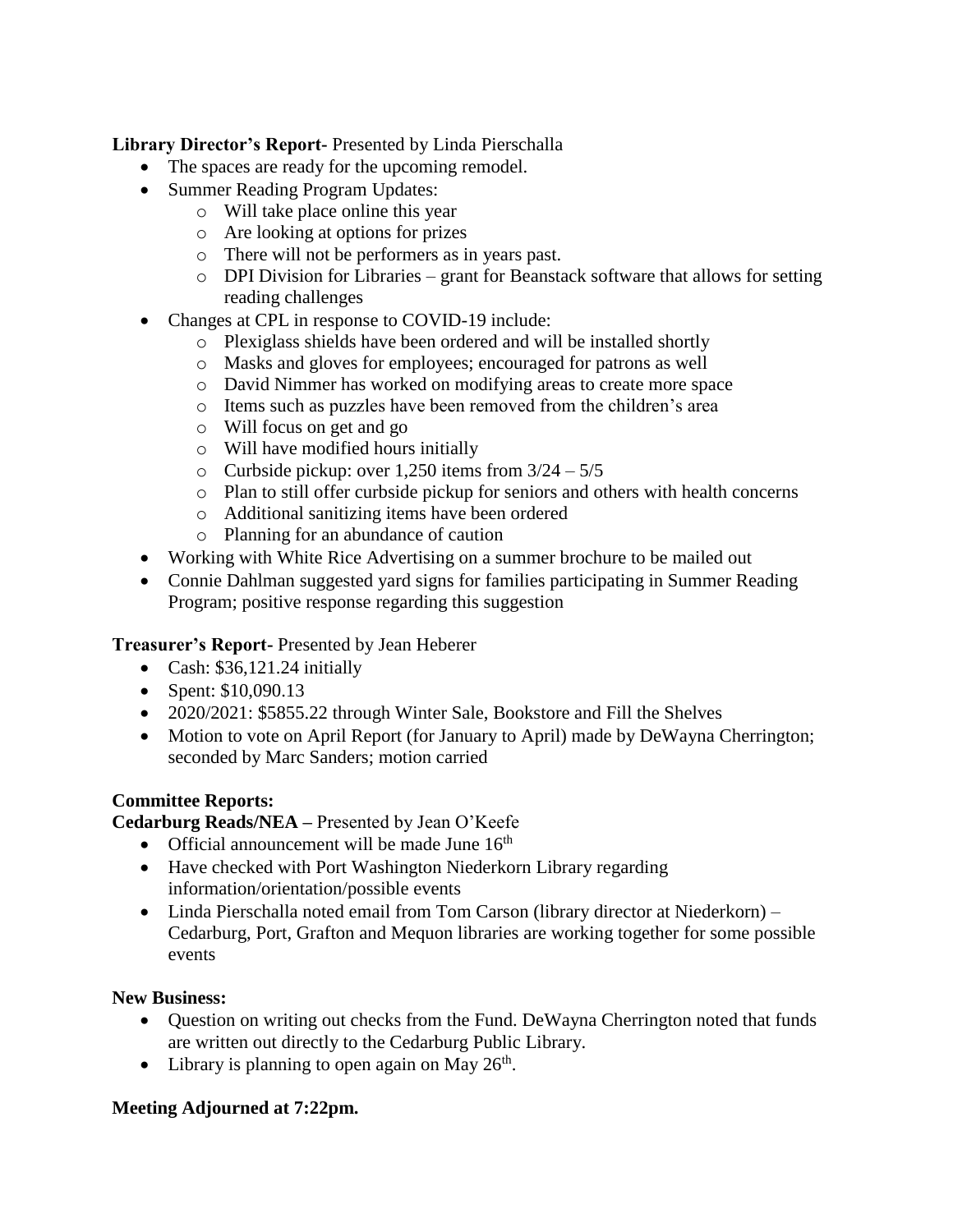**Library Director's Report-** Presented by Linda Pierschalla

- The spaces are ready for the upcoming remodel.
- Summer Reading Program Updates:
  - Will take place online this year
  - Are looking at options for prizes
  - There will not be performers as in years past.
  - DPI Division for Libraries – grant for Beanstack software that allows for setting reading challenges
- Changes at CPL in response to COVID-19 include:
  - Plexiglass shields have been ordered and will be installed shortly
  - Masks and gloves for employees; encouraged for patrons as well
  - David Nimmer has worked on modifying areas to create more space
  - Items such as puzzles have been removed from the children's area
  - Will focus on get and go
  - Will have modified hours initially
  - Curbside pickup: over 1,250 items from 3/24 – 5/5
  - Plan to still offer curbside pickup for seniors and others with health concerns
  - Additional sanitizing items have been ordered
  - Planning for an abundance of caution
- Working with White Rice Advertising on a summer brochure to be mailed out
- Connie Dahlman suggested yard signs for families participating in Summer Reading Program; positive response regarding this suggestion

**Treasurer's Report-** Presented by Jean Heberer

- Cash: $36,121.24 initially
- Spent: $10,090.13
- 2020/2021: $5855.22 through Winter Sale, Bookstore and Fill the Shelves
- Motion to vote on April Report (for January to April) made by DeWayna Cherrington; seconded by Marc Sanders; motion carried

**Committee Reports:**

**Cedarburg Reads/NEA –** Presented by Jean O'Keefe

- Official announcement will be made June 16th
- Have checked with Port Washington Niederkorn Library regarding information/orientation/possible events
- Linda Pierschalla noted email from Tom Carson (library director at Niederkorn) – Cedarburg, Port, Grafton and Mequon libraries are working together for some possible events

**New Business:**

- Question on writing out checks from the Fund. DeWayna Cherrington noted that funds are written out directly to the Cedarburg Public Library.
- Library is planning to open again on May 26th.

**Meeting Adjourned at 7:22pm.**